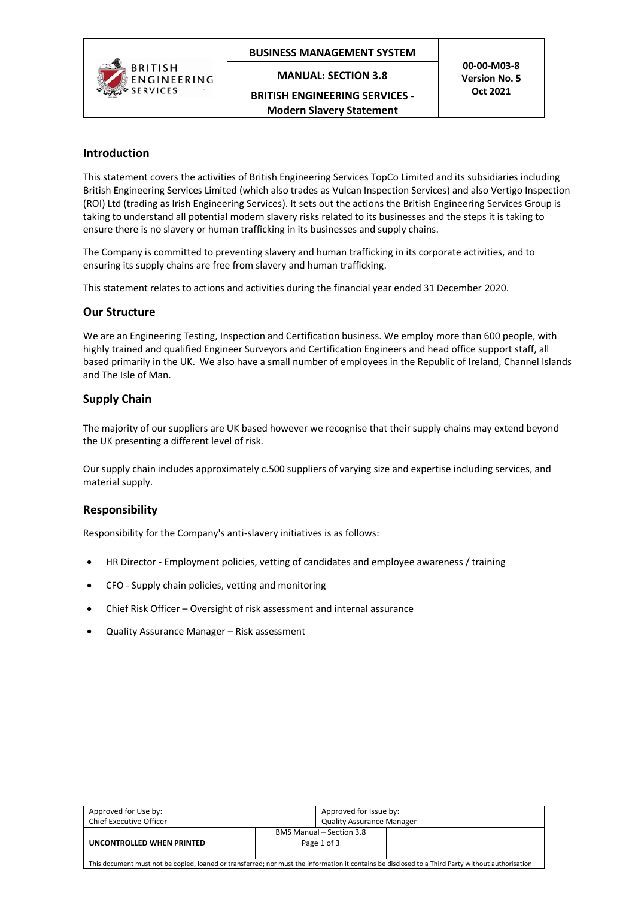# Introduction

This statement covers the activities of British Engineering Services TopCo Limited and its subsidiaries including British Engineering Services Limited (which also trades as Vulcan Inspection Services) and also Vertigo Inspection (ROI) Ltd (trading as Irish Engineering Services). It sets out the actions the British Engineering Services Group is taking to understand all potential modern slavery risks related to its businesses and the steps it is taking to ensure there is no slavery or human trafficking in its businesses and supply chains.

The Company is committed to preventing slavery and human trafficking in its corporate activities, and to ensuring its supply chains are free from slavery and human trafficking.

This statement relates to actions and activities during the financial year ended 31 December 2020.

## Our Structure

We are an Engineering Testing, Inspection and Certification business. We employ more than 600 people, with highly trained and qualified Engineer Surveyors and Certification Engineers and head office support staff, all based primarily in the UK. We also have a small number of employees in the Republic of Ireland, Channel Islands and The Isle of Man.

## Supply Chain

The majority of our suppliers are UK based however we recognise that their supply chains may extend beyond the UK presenting a different level of risk.

Our supply chain includes approximately c.500 suppliers of varying size and expertise including services, and material supply.

## Responsibility

Responsibility for the Company's anti-slavery initiatives is as follows:

- HR Director - Employment policies, vetting of candidates and employee awareness / training
- CFO - Supply chain policies, vetting and monitoring
- Chief Risk Officer – Oversight of risk assessment and internal assurance
- Quality Assurance Manager – Risk assessment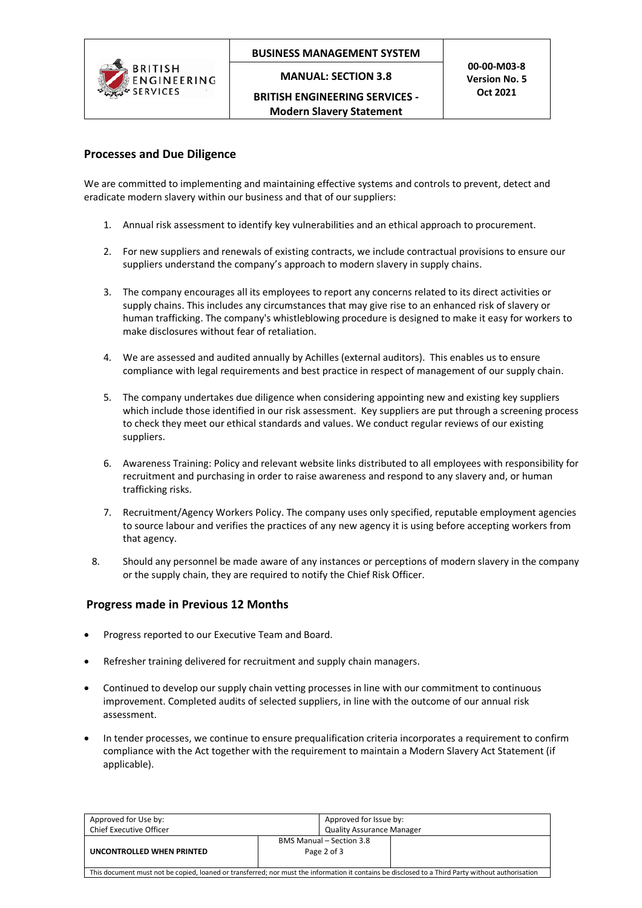## Processes and Due Diligence

We are committed to implementing and maintaining effective systems and controls to prevent, detect and eradicate modern slavery within our business and that of our suppliers:

1. Annual risk assessment to identify key vulnerabilities and an ethical approach to procurement.

2. For new suppliers and renewals of existing contracts, we include contractual provisions to ensure our suppliers understand the company's approach to modern slavery in supply chains.

3. The company encourages all its employees to report any concerns related to its direct activities or supply chains. This includes any circumstances that may give rise to an enhanced risk of slavery or human trafficking. The company's whistleblowing procedure is designed to make it easy for workers to make disclosures without fear of retaliation.

4. We are assessed and audited annually by Achilles (external auditors). This enables us to ensure compliance with legal requirements and best practice in respect of management of our supply chain.

5. The company undertakes due diligence when considering appointing new and existing key suppliers which include those identified in our risk assessment. Key suppliers are put through a screening process to check they meet our ethical standards and values. We conduct regular reviews of our existing suppliers.

6. Awareness Training: Policy and relevant website links distributed to all employees with responsibility for recruitment and purchasing in order to raise awareness and respond to any slavery and, or human trafficking risks.

7. Recruitment/Agency Workers Policy. The company uses only specified, reputable employment agencies to source labour and verifies the practices of any new agency it is using before accepting workers from that agency.

8. Should any personnel be made aware of any instances or perceptions of modern slavery in the company or the supply chain, they are required to notify the Chief Risk Officer.

## Progress made in Previous 12 Months

- Progress reported to our Executive Team and Board.

- Refresher training delivered for recruitment and supply chain managers.

- Continued to develop our supply chain vetting processes in line with our commitment to continuous improvement. Completed audits of selected suppliers, in line with the outcome of our annual risk assessment.

- In tender processes, we continue to ensure prequalification criteria incorporates a requirement to confirm compliance with the Act together with the requirement to maintain a Modern Slavery Act Statement (if applicable).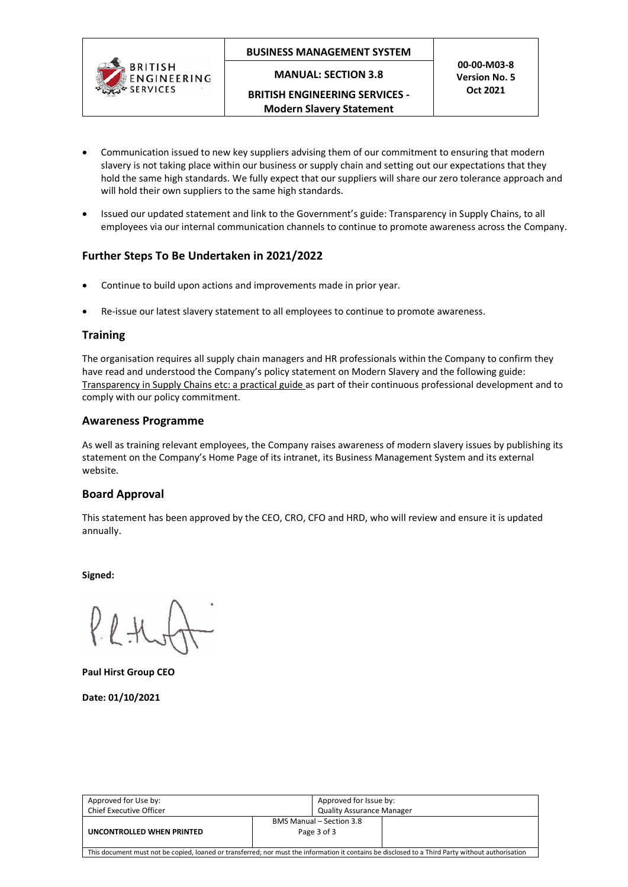- Communication issued to new key suppliers advising them of our commitment to ensuring that modern slavery is not taking place within our business or supply chain and setting out our expectations that they hold the same high standards. We fully expect that our suppliers will share our zero tolerance approach and will hold their own suppliers to the same high standards.
- Issued our updated statement and link to the Government's guide: Transparency in Supply Chains, to all employees via our internal communication channels to continue to promote awareness across the Company.

## Further Steps To Be Undertaken in 2021/2022

- Continue to build upon actions and improvements made in prior year.
- Re-issue our latest slavery statement to all employees to continue to promote awareness.

## Training

The organisation requires all supply chain managers and HR professionals within the Company to confirm they have read and understood the Company's policy statement on Modern Slavery and the following guide: Transparency in Supply Chains etc: a practical guide as part of their continuous professional development and to comply with our policy commitment.

## Awareness Programme

As well as training relevant employees, the Company raises awareness of modern slavery issues by publishing its statement on the Company's Home Page of its intranet, its Business Management System and its external website.

## Board Approval

This statement has been approved by the CEO, CRO, CFO and HRD, who will review and ensure it is updated annually.

**Signed:**

**Paul Hirst Group CEO**

**Date: 01/10/2021**

| | |
|---|---|
| Approved for Use by: Chief Executive Officer | Approved for Issue by: Quality Assurance Manager |
| **UNCONTROLLED WHEN PRINTED** | BMS Manual – Section 3.8 |

This document must not be copied, loaned or transferred; nor must the information it contains be disclosed to a Third Party without authorisation